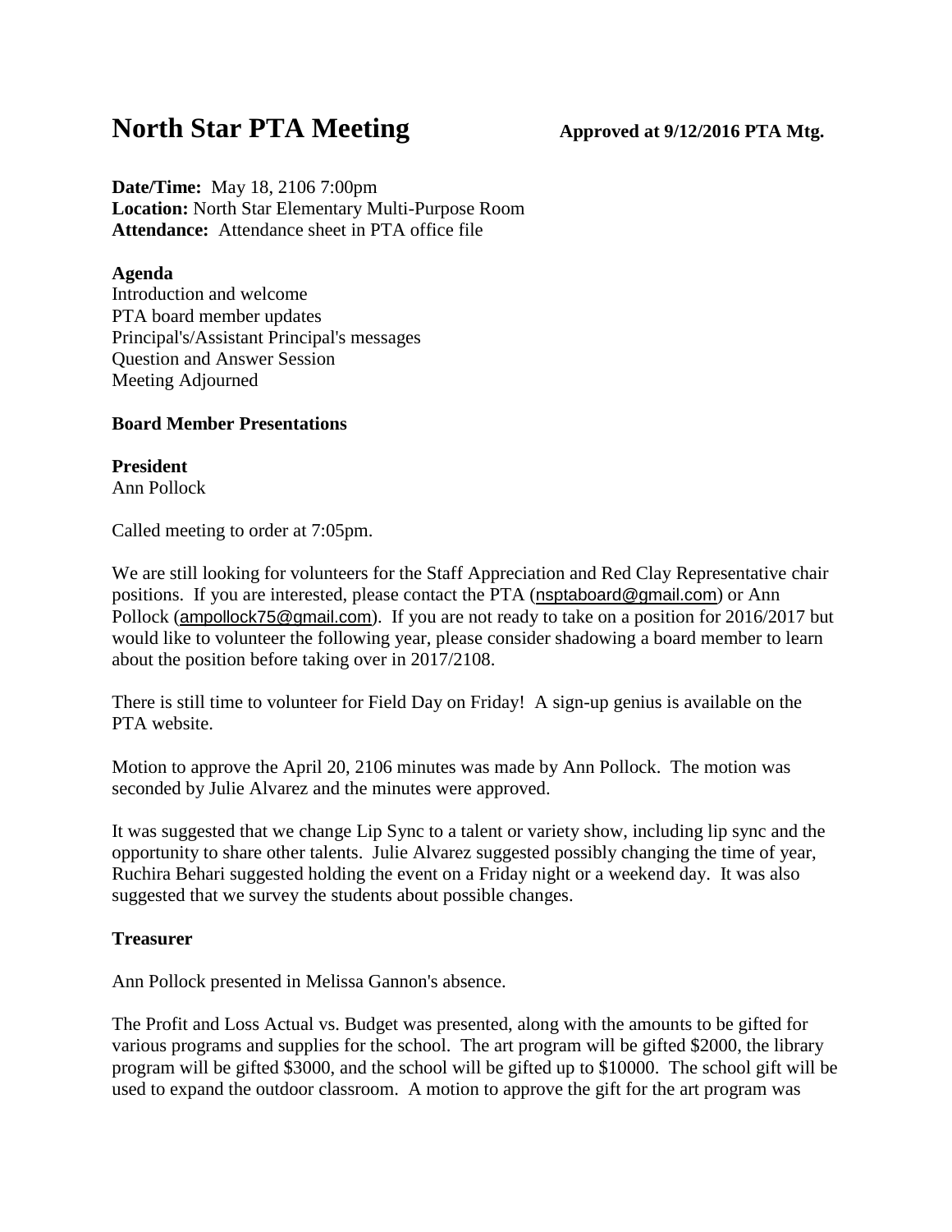# North Star PTA Meeting **Approved at 9/12/2016 PTA Mtg.**

**Date/Time:** May 18, 2106 7:00pm
**Location:** North Star Elementary Multi-Purpose Room
**Attendance:** Attendance sheet in PTA office file

**Agenda**
Introduction and welcome
PTA board member updates
Principal's/Assistant Principal's messages
Question and Answer Session
Meeting Adjourned

**Board Member Presentations**

**President**
Ann Pollock

Called meeting to order at 7:05pm.

We are still looking for volunteers for the Staff Appreciation and Red Clay Representative chair positions. If you are interested, please contact the PTA (nsptaboard@gmail.com) or Ann Pollock (ampollock75@gmail.com). If you are not ready to take on a position for 2016/2017 but would like to volunteer the following year, please consider shadowing a board member to learn about the position before taking over in 2017/2108.

There is still time to volunteer for Field Day on Friday! A sign-up genius is available on the PTA website.

Motion to approve the April 20, 2106 minutes was made by Ann Pollock. The motion was seconded by Julie Alvarez and the minutes were approved.

It was suggested that we change Lip Sync to a talent or variety show, including lip sync and the opportunity to share other talents. Julie Alvarez suggested possibly changing the time of year, Ruchira Behari suggested holding the event on a Friday night or a weekend day. It was also suggested that we survey the students about possible changes.

**Treasurer**

Ann Pollock presented in Melissa Gannon's absence.

The Profit and Loss Actual vs. Budget was presented, along with the amounts to be gifted for various programs and supplies for the school. The art program will be gifted $2000, the library program will be gifted $3000, and the school will be gifted up to $10000. The school gift will be used to expand the outdoor classroom. A motion to approve the gift for the art program was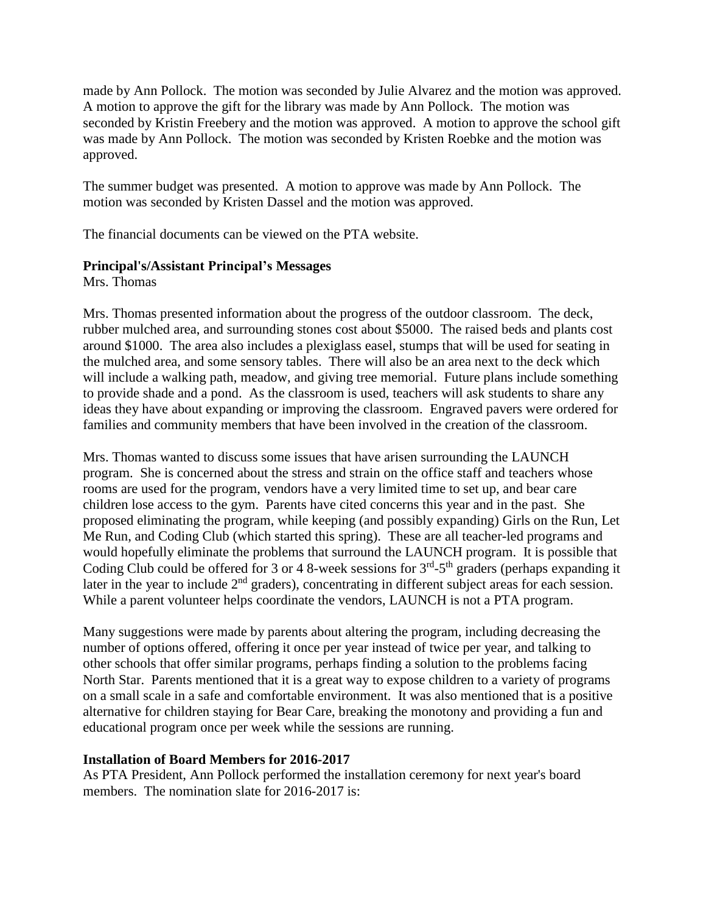made by Ann Pollock. The motion was seconded by Julie Alvarez and the motion was approved. A motion to approve the gift for the library was made by Ann Pollock. The motion was seconded by Kristin Freebery and the motion was approved. A motion to approve the school gift was made by Ann Pollock. The motion was seconded by Kristen Roebke and the motion was approved.

The summer budget was presented. A motion to approve was made by Ann Pollock. The motion was seconded by Kristen Dassel and the motion was approved.

The financial documents can be viewed on the PTA website.

**Principal's/Assistant Principal's Messages**
Mrs. Thomas

Mrs. Thomas presented information about the progress of the outdoor classroom. The deck, rubber mulched area, and surrounding stones cost about $5000. The raised beds and plants cost around $1000. The area also includes a plexiglass easel, stumps that will be used for seating in the mulched area, and some sensory tables. There will also be an area next to the deck which will include a walking path, meadow, and giving tree memorial. Future plans include something to provide shade and a pond. As the classroom is used, teachers will ask students to share any ideas they have about expanding or improving the classroom. Engraved pavers were ordered for families and community members that have been involved in the creation of the classroom.

Mrs. Thomas wanted to discuss some issues that have arisen surrounding the LAUNCH program. She is concerned about the stress and strain on the office staff and teachers whose rooms are used for the program, vendors have a very limited time to set up, and bear care children lose access to the gym. Parents have cited concerns this year and in the past. She proposed eliminating the program, while keeping (and possibly expanding) Girls on the Run, Let Me Run, and Coding Club (which started this spring). These are all teacher-led programs and would hopefully eliminate the problems that surround the LAUNCH program. It is possible that Coding Club could be offered for 3 or 4 8-week sessions for 3rd-5th graders (perhaps expanding it later in the year to include 2nd graders), concentrating in different subject areas for each session. While a parent volunteer helps coordinate the vendors, LAUNCH is not a PTA program.

Many suggestions were made by parents about altering the program, including decreasing the number of options offered, offering it once per year instead of twice per year, and talking to other schools that offer similar programs, perhaps finding a solution to the problems facing North Star. Parents mentioned that it is a great way to expose children to a variety of programs on a small scale in a safe and comfortable environment. It was also mentioned that is a positive alternative for children staying for Bear Care, breaking the monotony and providing a fun and educational program once per week while the sessions are running.

**Installation of Board Members for 2016-2017**
As PTA President, Ann Pollock performed the installation ceremony for next year's board members. The nomination slate for 2016-2017 is: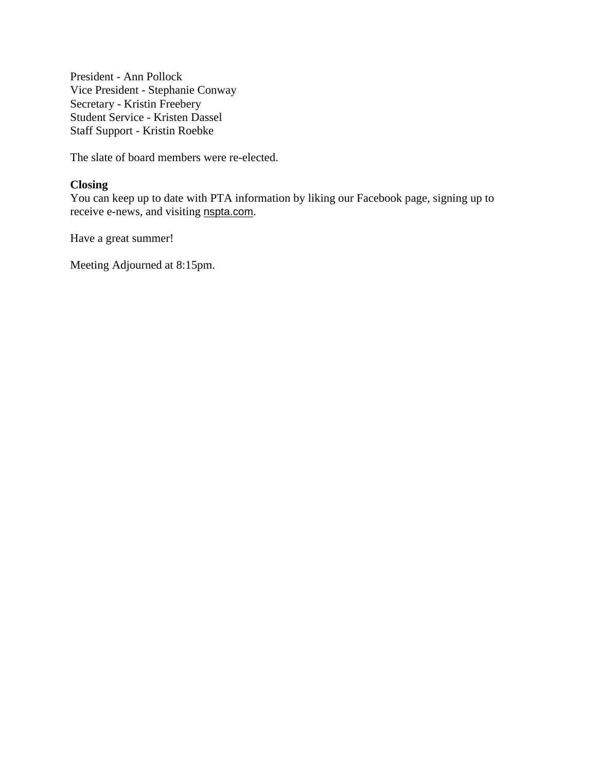President - Ann Pollock
Vice President - Stephanie Conway
Secretary - Kristin Freebery
Student Service - Kristen Dassel
Staff Support - Kristin Roebke

The slate of board members were re-elected.

**Closing**
You can keep up to date with PTA information by liking our Facebook page, signing up to receive e-news, and visiting nspta.com.

Have a great summer!

Meeting Adjourned at 8:15pm.